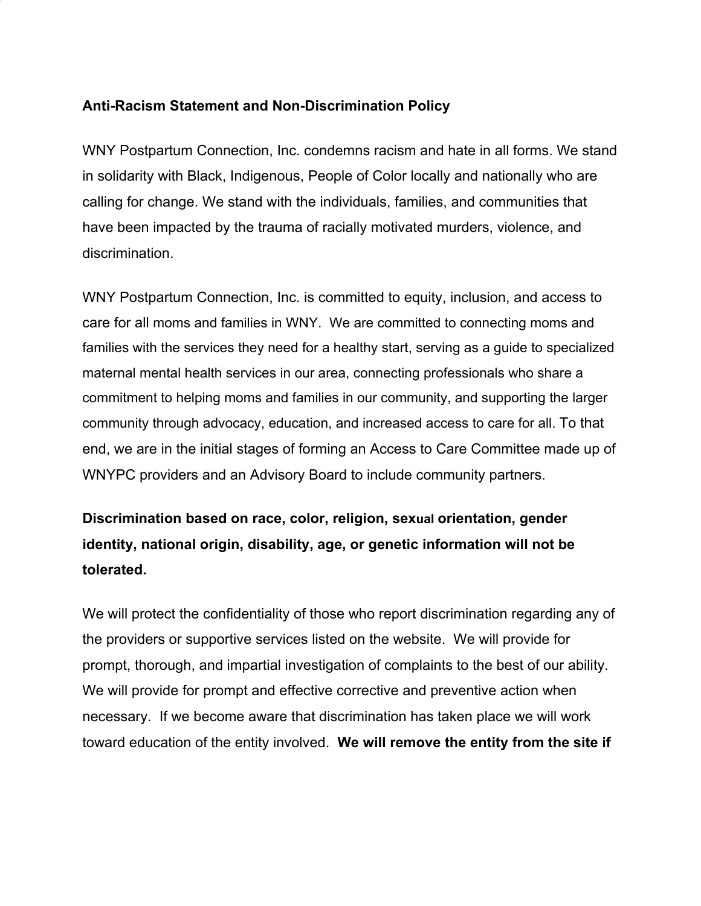**Anti-Racism Statement and Non-Discrimination Policy**

WNY Postpartum Connection, Inc. condemns racism and hate in all forms. We stand in solidarity with Black, Indigenous, People of Color locally and nationally who are calling for change. We stand with the individuals, families, and communities that have been impacted by the trauma of racially motivated murders, violence, and discrimination.

WNY Postpartum Connection, Inc. is committed to equity, inclusion, and access to care for all moms and families in WNY. We are committed to connecting moms and families with the services they need for a healthy start, serving as a guide to specialized maternal mental health services in our area, connecting professionals who share a commitment to helping moms and families in our community, and supporting the larger community through advocacy, education, and increased access to care for all. To that end, we are in the initial stages of forming an Access to Care Committee made up of WNYPC providers and an Advisory Board to include community partners.

**Discrimination based on race, color, religion, sexual orientation, gender identity, national origin, disability, age, or genetic information will not be tolerated.**

We will protect the confidentiality of those who report discrimination regarding any of the providers or supportive services listed on the website. We will provide for prompt, thorough, and impartial investigation of complaints to the best of our ability. We will provide for prompt and effective corrective and preventive action when necessary. If we become aware that discrimination has taken place we will work toward education of the entity involved. **We will remove the entity from the site if**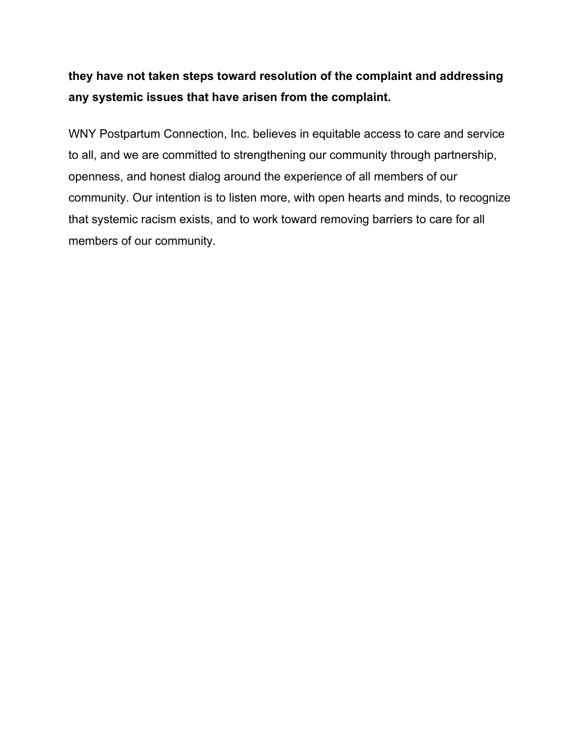**they have not taken steps toward resolution of the complaint and addressing any systemic issues that have arisen from the complaint.**

WNY Postpartum Connection, Inc. believes in equitable access to care and service to all, and we are committed to strengthening our community through partnership, openness, and honest dialog around the experience of all members of our community. Our intention is to listen more, with open hearts and minds, to recognize that systemic racism exists, and to work toward removing barriers to care for all members of our community.